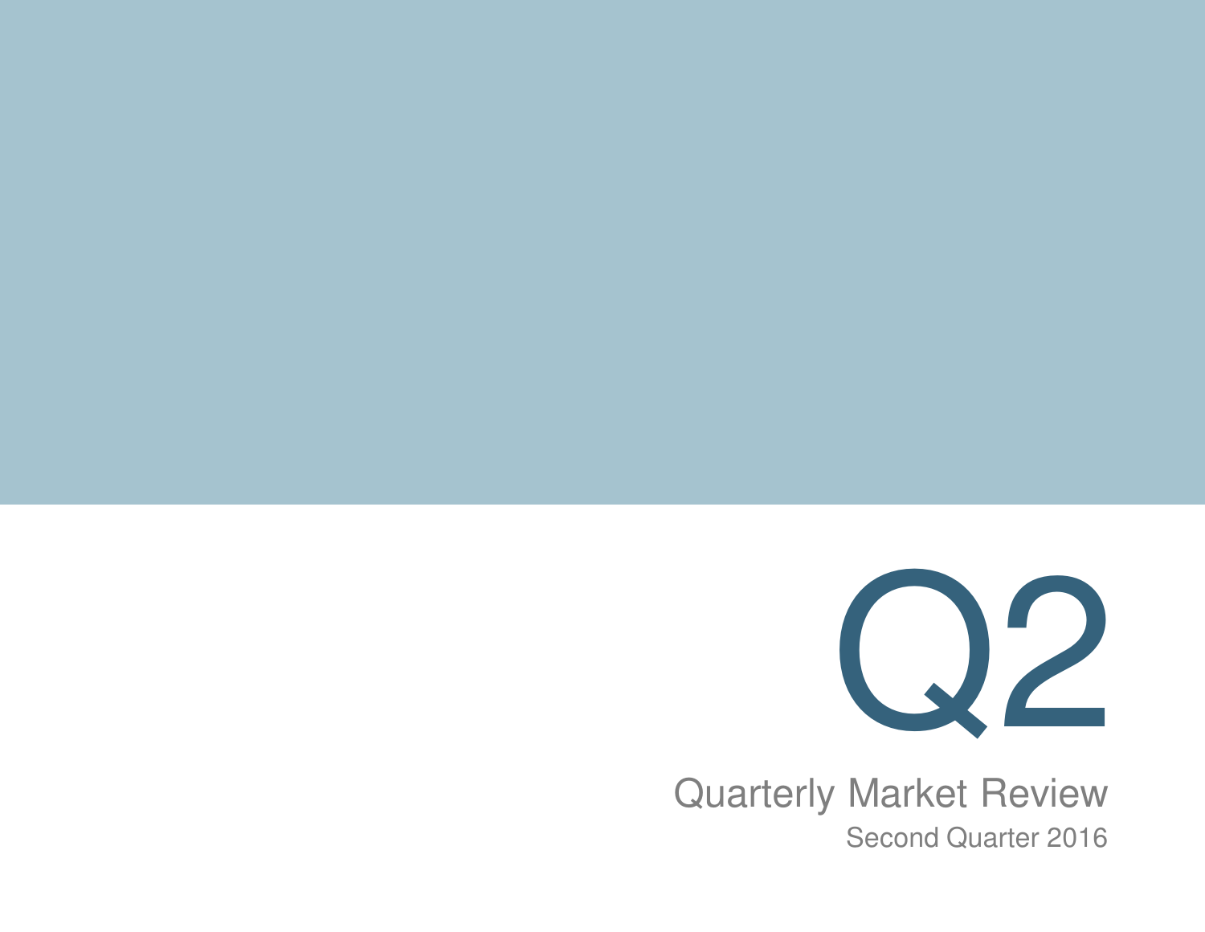# Q2

## Quarterly Market Review

Second Quarter 2016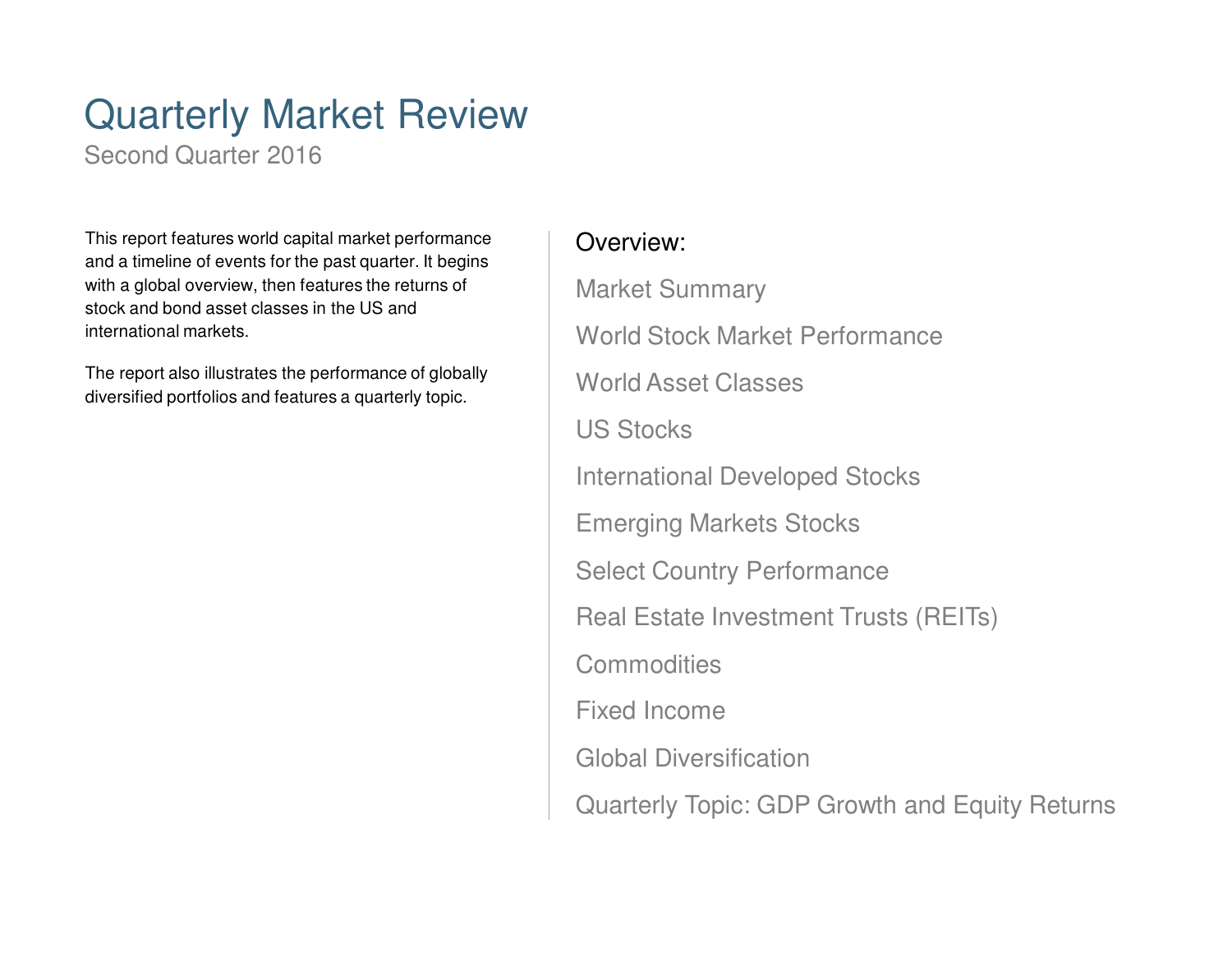# Quarterly Market Review

Second Quarter 2016

This report features world capital market performance and a timeline of events for the past quarter. It begins with a global overview, then features the returns of stock and bond asset classes in the US and international markets.

The report also illustrates the performance of globally diversified portfolios and features a quarterly topic.

## Overview:

- Market Summary
- World Stock Market Performance
- World Asset Classes
- US Stocks
- International Developed Stocks
- Emerging Markets Stocks
- Select Country Performance
- Real Estate Investment Trusts (REITs)
- Commodities
- Fixed Income
- Global Diversification
- Quarterly Topic: GDP Growth and Equity Returns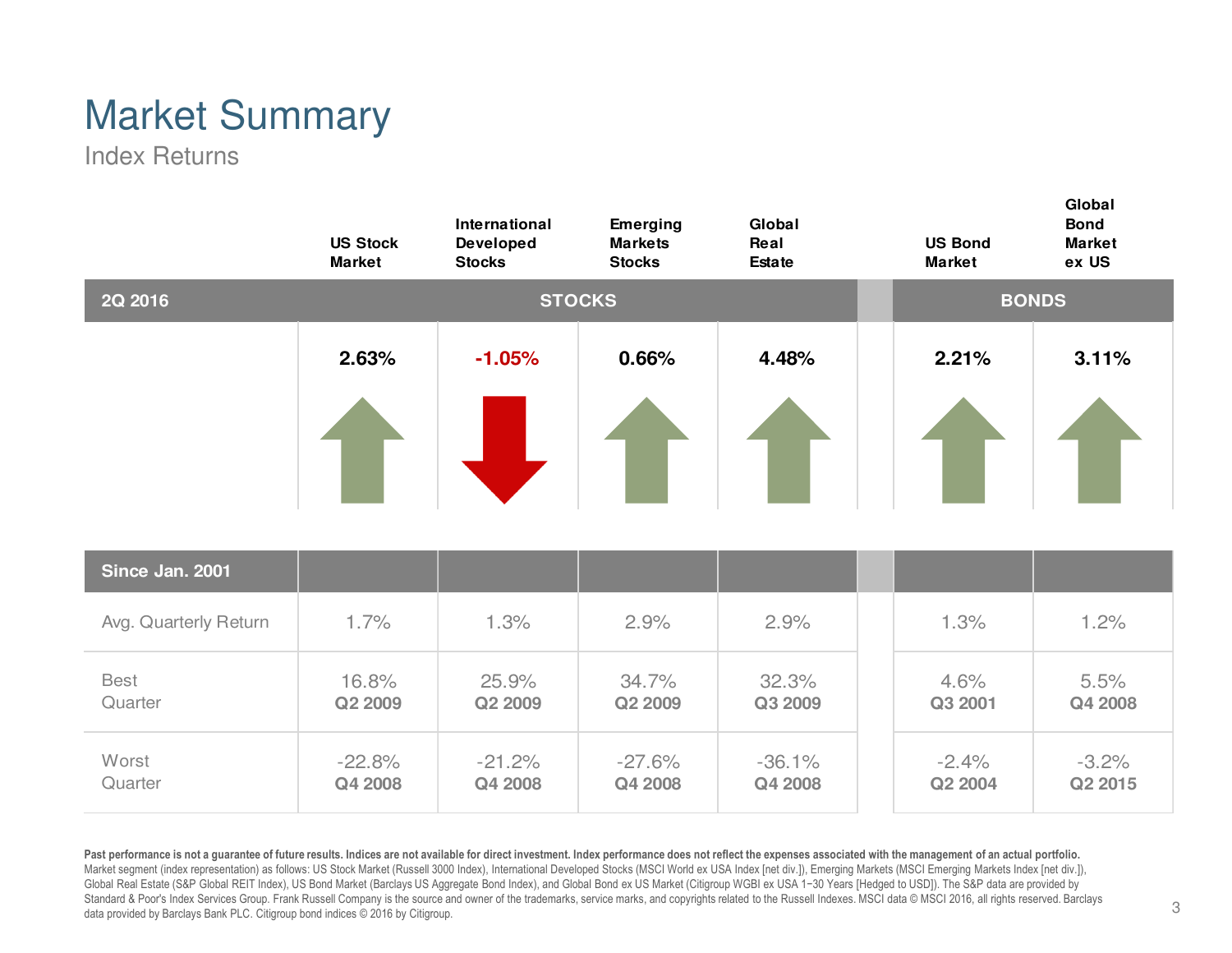# Market Summary

## Index Returns

| 2Q 2016 | US Stock Market | International Developed Stocks | Emerging Markets Stocks | Global Real Estate | US Bond Market | Global Bond Market ex US |
|---|---|---|---|---|---|---|
| | STOCKS | | | | BONDS | |
| | 2.63% | -1.05% | 0.66% | 4.48% | 2.21% | 3.11% |

| Since Jan. 2001 | US Stock Market | International Developed Stocks | Emerging Markets Stocks | Global Real Estate | US Bond Market | Global Bond Market ex US |
|---|---|---|---|---|---|---|
| Avg. Quarterly Return | 1.7% | 1.3% | 2.9% | 2.9% | 1.3% | 1.2% |
| Best Quarter | 16.8% **Q2 2009** | 25.9% **Q2 2009** | 34.7% **Q2 2009** | 32.3% **Q3 2009** | 4.6% **Q3 2001** | 5.5% **Q4 2008** |
| Worst Quarter | -22.8% **Q4 2008** | -21.2% **Q4 2008** | -27.6% **Q4 2008** | -36.1% **Q4 2008** | -2.4% **Q2 2004** | -3.2% **Q2 2015** |

**Past performance is not a guarantee of future results. Indices are not available for direct investment. Index performance does not reflect the expenses associated with the management of an actual portfolio.**
Market segment (index representation) as follows: US Stock Market (Russell 3000 Index), International Developed Stocks (MSCI World ex USA Index [net div.]), Emerging Markets (MSCI Emerging Markets Index [net div.]), Global Real Estate (S&P Global REIT Index), US Bond Market (Barclays US Aggregate Bond Index), and Global Bond ex US Market (Citigroup WGBI ex USA 1−30 Years [Hedged to USD]). The S&P data are provided by Standard & Poor's Index Services Group. Frank Russell Company is the source and owner of the trademarks, service marks, and copyrights related to the Russell Indexes. MSCI data © MSCI 2016, all rights reserved. Barclays data provided by Barclays Bank PLC. Citigroup bond indices © 2016 by Citigroup.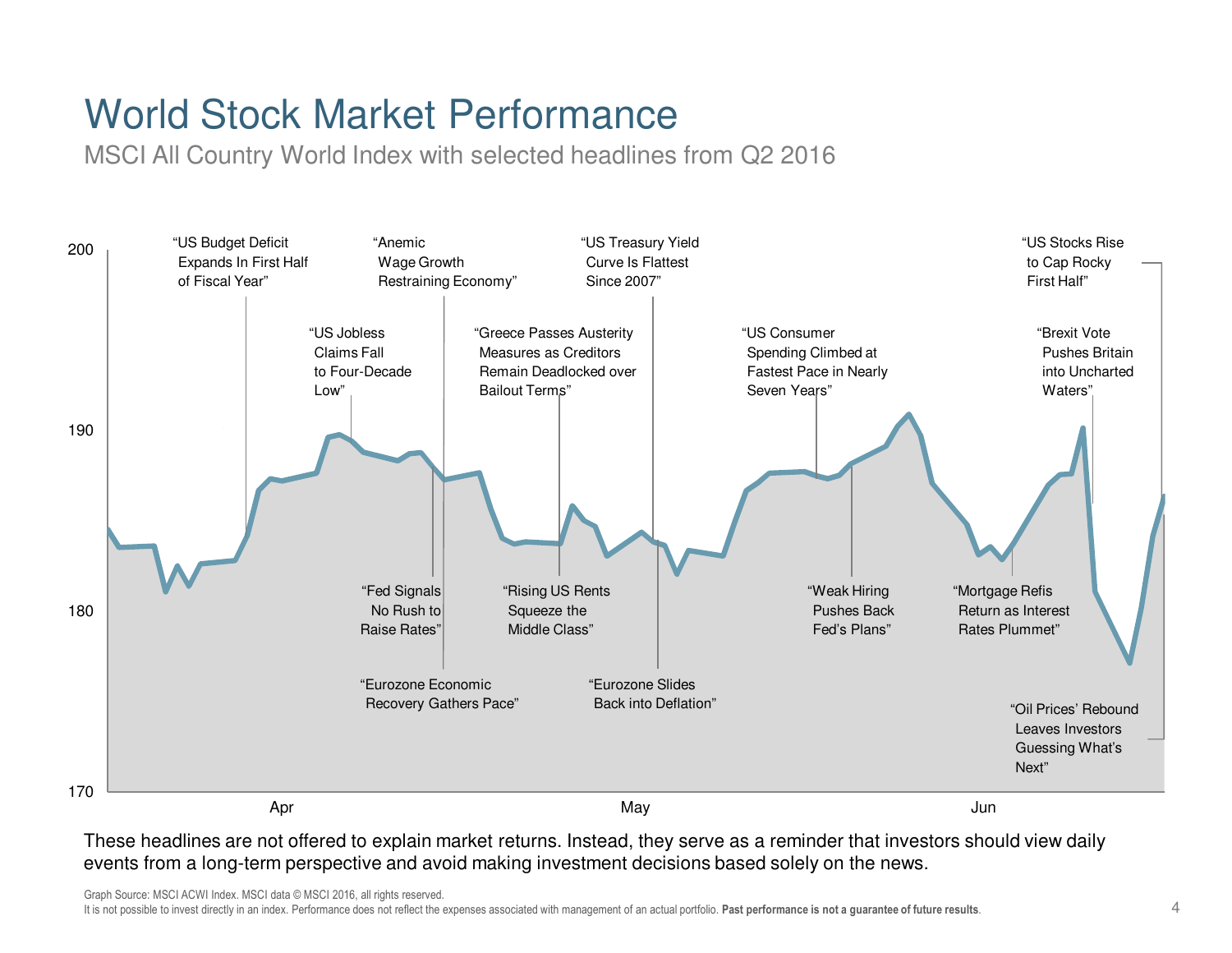# World Stock Market Performance

MSCI All Country World Index with selected headlines from Q2 2016

200

190

180

170

Apr

May

Jun

"US Budget Deficit Expands In First Half of Fiscal Year"

"US Jobless Claims Fall to Four-Decade Low"

"Anemic Wage Growth Restraining Economy"

"Fed Signals No Rush to Raise Rates"

"Eurozone Economic Recovery Gathers Pace"

"Greece Passes Austerity Measures as Creditors Remain Deadlocked over Bailout Terms"

"Rising US Rents Squeeze the Middle Class"

"US Treasury Yield Curve Is Flattest Since 2007"

"Eurozone Slides Back into Deflation"

"US Consumer Spending Climbed at Fastest Pace in Nearly Seven Years"

"Weak Hiring Pushes Back Fed's Plans"

"Mortgage Refis Return as Interest Rates Plummet"

"Brexit Vote Pushes Britain into Uncharted Waters"

"US Stocks Rise to Cap Rocky First Half"

"Oil Prices' Rebound Leaves Investors Guessing What's Next"

These headlines are not offered to explain market returns. Instead, they serve as a reminder that investors should view daily events from a long-term perspective and avoid making investment decisions based solely on the news.

Graph Source: MSCI ACWI Index. MSCI data © MSCI 2016, all rights reserved.
It is not possible to invest directly in an index. Performance does not reflect the expenses associated with management of an actual portfolio. **Past performance is not a guarantee of future results**.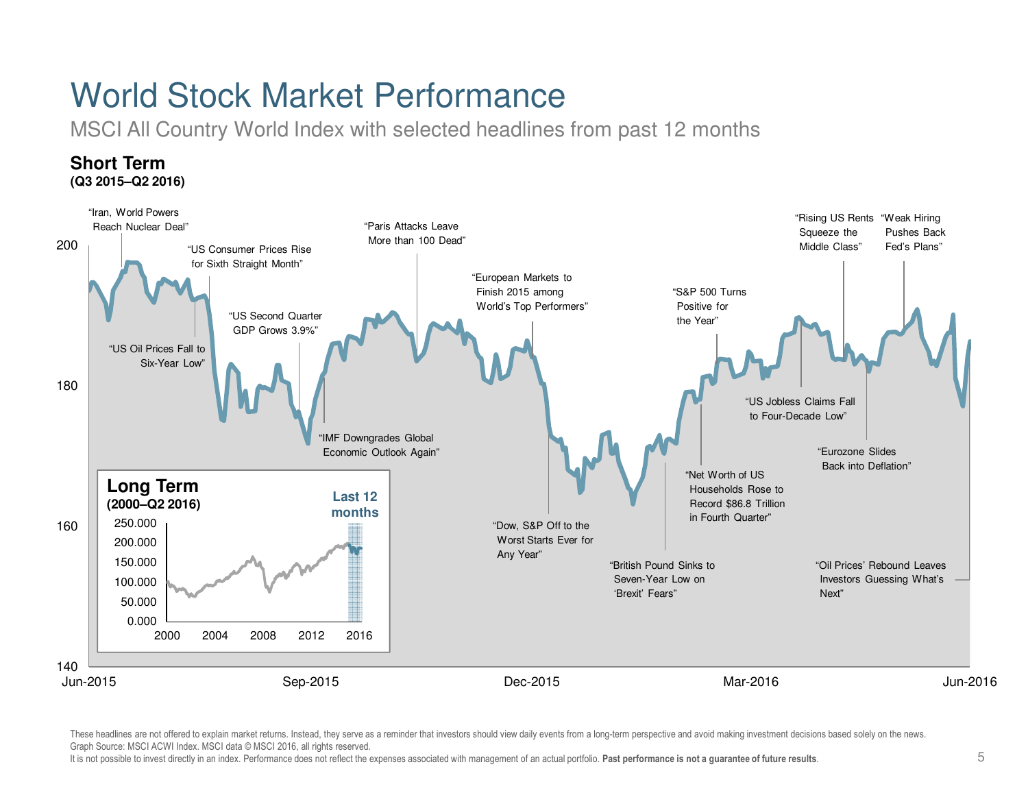# World Stock Market Performance

MSCI All Country World Index with selected headlines from past 12 months

## Short Term

**(Q3 2015–Q2 2016)**

Headlines (in chronological order):

- "Iran, World Powers Reach Nuclear Deal"
- "US Oil Prices Fall to Six-Year Low"
- "US Consumer Prices Rise for Sixth Straight Month"
- "US Second Quarter GDP Grows 3.9%"
- "IMF Downgrades Global Economic Outlook Again"
- "Paris Attacks Leave More than 100 Dead"
- "European Markets to Finish 2015 among World's Top Performers"
- "Dow, S&P Off to the Worst Starts Ever for Any Year"
- "British Pound Sinks to Seven-Year Low on 'Brexit' Fears"
- "Net Worth of US Households Rose to Record $86.8 Trillion in Fourth Quarter"
- "S&P 500 Turns Positive for the Year"
- "US Jobless Claims Fall to Four-Decade Low"
- "Rising US Rents Squeeze the Middle Class"
- "Eurozone Slides Back into Deflation"
- "Weak Hiring Pushes Back Fed's Plans"
- "Oil Prices' Rebound Leaves Investors Guessing What's Next"

Y-axis: 140, 160, 180, 200
X-axis: Jun-2015, Sep-2015, Dec-2015, Mar-2016, Jun-2016

## Long Term

**(2000–Q2 2016)**

Last 12 months

Y-axis: 0.000, 50.000, 100.000, 150.000, 200.000, 250.000
X-axis: 2000, 2004, 2008, 2012, 2016

These headlines are not offered to explain market returns. Instead, they serve as a reminder that investors should view daily events from a long-term perspective and avoid making investment decisions based solely on the news.

Graph Source: MSCI ACWI Index. MSCI data © MSCI 2016, all rights reserved.

It is not possible to invest directly in an index. Performance does not reflect the expenses associated with management of an actual portfolio. **Past performance is not a guarantee of future results**.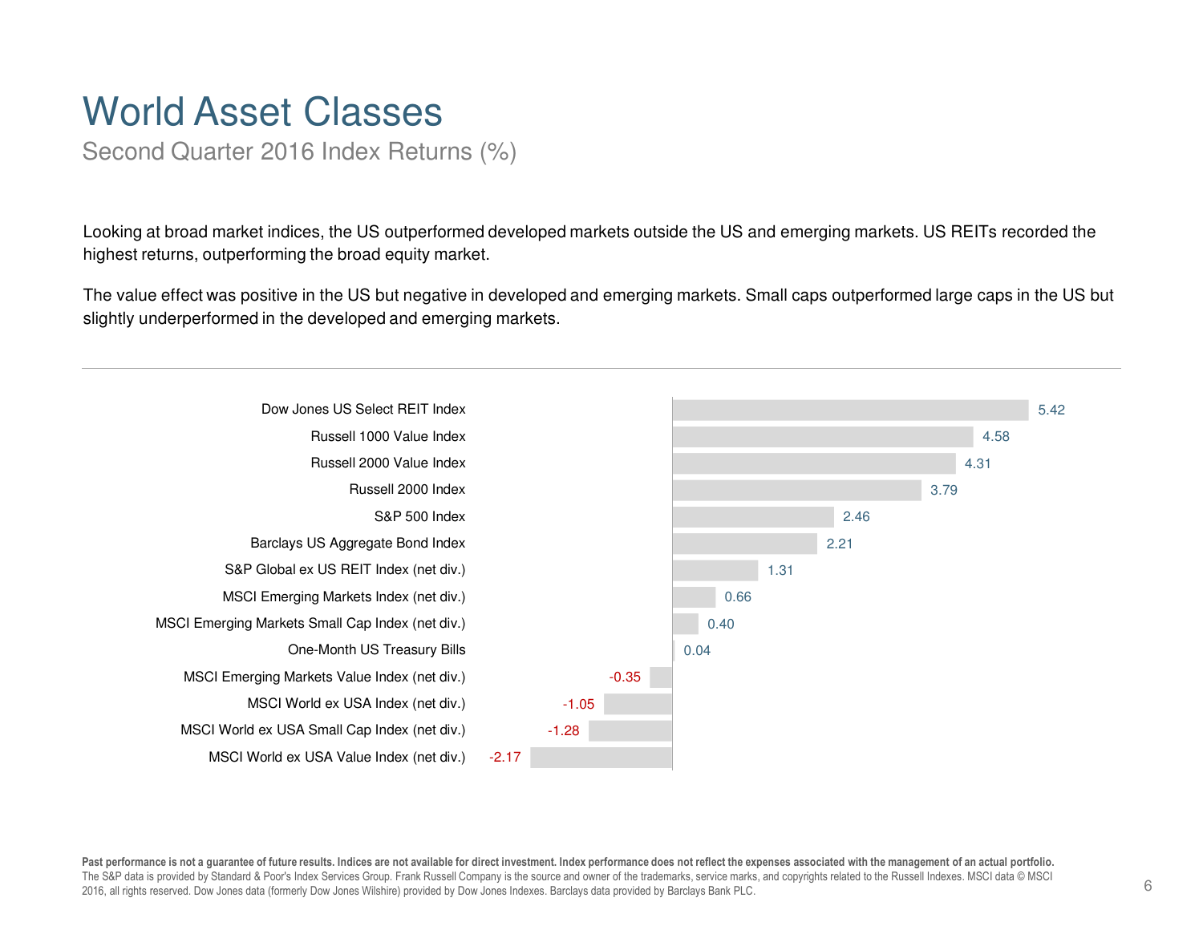# World Asset Classes

## Second Quarter 2016 Index Returns (%)

Looking at broad market indices, the US outperformed developed markets outside the US and emerging markets. US REITs recorded the highest returns, outperforming the broad equity market.

The value effect was positive in the US but negative in developed and emerging markets. Small caps outperformed large caps in the US but slightly underperformed in the developed and emerging markets.

| Index | Return (%) |
|---|---|
| Dow Jones US Select REIT Index | 5.42 |
| Russell 1000 Value Index | 4.58 |
| Russell 2000 Value Index | 4.31 |
| Russell 2000 Index | 3.79 |
| S&P 500 Index | 2.46 |
| Barclays US Aggregate Bond Index | 2.21 |
| S&P Global ex US REIT Index (net div.) | 1.31 |
| MSCI Emerging Markets Index (net div.) | 0.66 |
| MSCI Emerging Markets Small Cap Index (net div.) | 0.40 |
| One-Month US Treasury Bills | 0.04 |
| MSCI Emerging Markets Value Index (net div.) | -0.35 |
| MSCI World ex USA Index (net div.) | -1.05 |
| MSCI World ex USA Small Cap Index (net div.) | -1.28 |
| MSCI World ex USA Value Index (net div.) | -2.17 |

**Past performance is not a guarantee of future results. Indices are not available for direct investment. Index performance does not reflect the expenses associated with the management of an actual portfolio.**
The S&P data is provided by Standard & Poor's Index Services Group. Frank Russell Company is the source and owner of the trademarks, service marks, and copyrights related to the Russell Indexes. MSCI data © MSCI 2016, all rights reserved. Dow Jones data (formerly Dow Jones Wilshire) provided by Dow Jones Indexes. Barclays data provided by Barclays Bank PLC.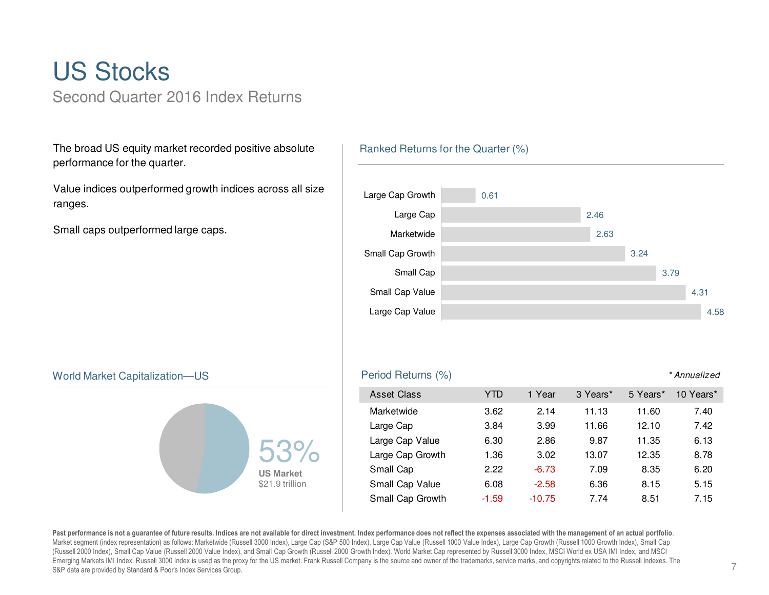# US Stocks

## Second Quarter 2016 Index Returns

The broad US equity market recorded positive absolute performance for the quarter.

Value indices outperformed growth indices across all size ranges.

Small caps outperformed large caps.

### Ranked Returns for the Quarter (%)

| Asset Class | Return |
|---|---|
| Large Cap Growth | 0.61 |
| Large Cap | 2.46 |
| Marketwide | 2.63 |
| Small Cap Growth | 3.24 |
| Small Cap | 3.79 |
| Small Cap Value | 4.31 |
| Large Cap Value | 4.58 |

### World Market Capitalization—US

53%
**US Market**
$21.9 trillion

### Period Returns (%)

*\* Annualized*

| Asset Class | YTD | 1 Year | 3 Years* | 5 Years* | 10 Years* |
|---|---|---|---|---|---|
| Marketwide | 3.62 | 2.14 | 11.13 | 11.60 | 7.40 |
| Large Cap | 3.84 | 3.99 | 11.66 | 12.10 | 7.42 |
| Large Cap Value | 6.30 | 2.86 | 9.87 | 11.35 | 6.13 |
| Large Cap Growth | 1.36 | 3.02 | 13.07 | 12.35 | 8.78 |
| Small Cap | 2.22 | -6.73 | 7.09 | 8.35 | 6.20 |
| Small Cap Value | 6.08 | -2.58 | 6.36 | 8.15 | 5.15 |
| Small Cap Growth | -1.59 | -10.75 | 7.74 | 8.51 | 7.15 |

**Past performance is not a guarantee of future results. Indices are not available for direct investment. Index performance does not reflect the expenses associated with the management of an actual portfolio.** Market segment (index representation) as follows: Marketwide (Russell 3000 Index), Large Cap (S&P 500 Index), Large Cap Value (Russell 1000 Value Index), Large Cap Growth (Russell 1000 Growth Index), Small Cap (Russell 2000 Index), Small Cap Value (Russell 2000 Value Index), and Small Cap Growth (Russell 2000 Growth Index). World Market Cap represented by Russell 3000 Index, MSCI World ex USA IMI Index, and MSCI Emerging Markets IMI Index. Russell 3000 Index is used as the proxy for the US market. Frank Russell Company is the source and owner of the trademarks, service marks, and copyrights related to the Russell Indexes. The S&P data are provided by Standard & Poor's Index Services Group.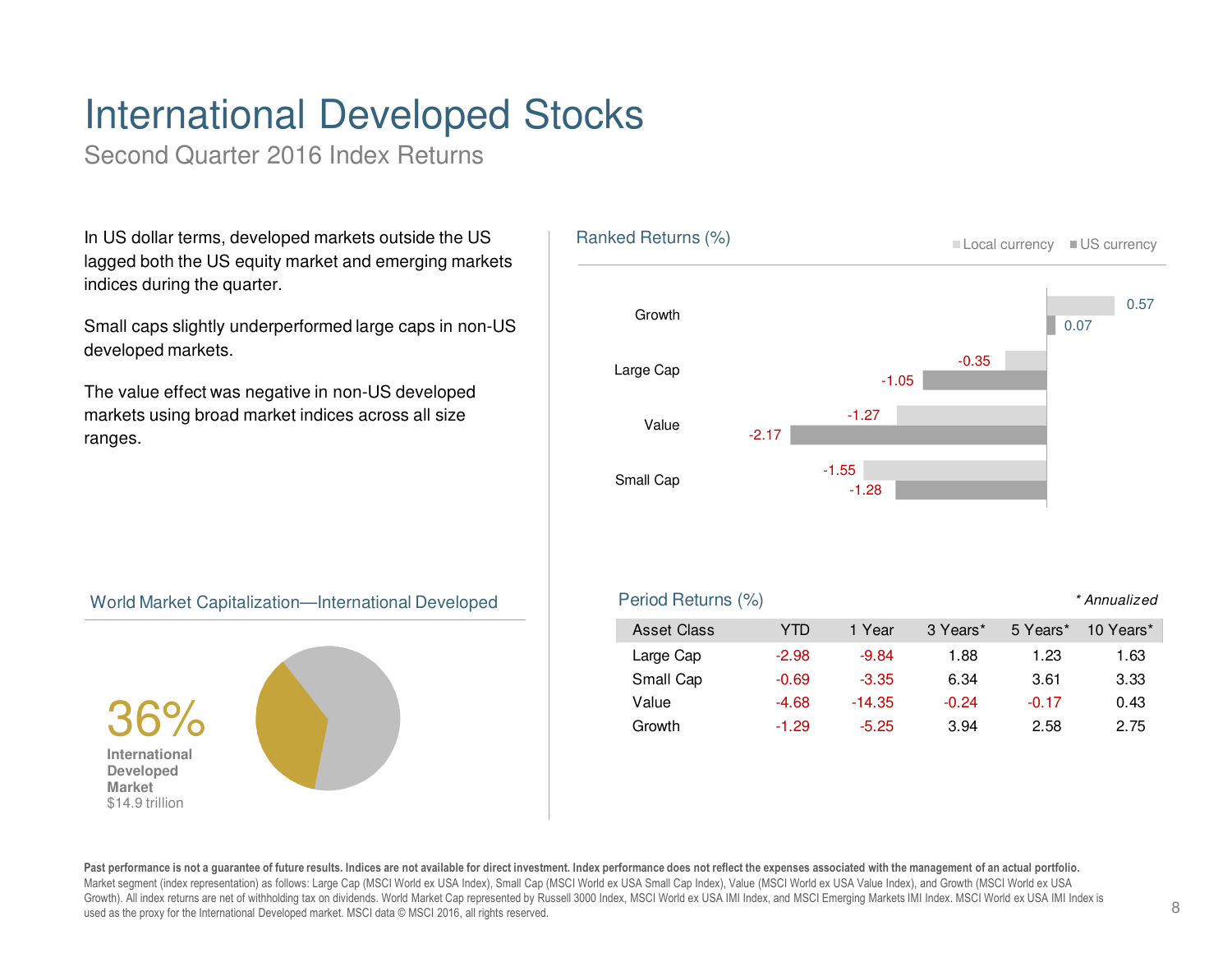# International Developed Stocks

## Second Quarter 2016 Index Returns

In US dollar terms, developed markets outside the US lagged both the US equity market and emerging markets indices during the quarter.

Small caps slightly underperformed large caps in non-US developed markets.

The value effect was negative in non-US developed markets using broad market indices across all size ranges.

### Ranked Returns (%)

| | Local currency | US currency |
|---|---|---|
| Growth | 0.57 | 0.07 |
| Large Cap | -0.35 | -1.05 |
| Value | -1.27 | -2.17 |
| Small Cap | -1.55 | -1.28 |

### World Market Capitalization—International Developed

**36%**
**International Developed Market**
$14.9 trillion

### Period Returns (%)

*\* Annualized*

| Asset Class | YTD | 1 Year | 3 Years* | 5 Years* | 10 Years* |
|---|---|---|---|---|---|
| Large Cap | -2.98 | -9.84 | 1.88 | 1.23 | 1.63 |
| Small Cap | -0.69 | -3.35 | 6.34 | 3.61 | 3.33 |
| Value | -4.68 | -14.35 | -0.24 | -0.17 | 0.43 |
| Growth | -1.29 | -5.25 | 3.94 | 2.58 | 2.75 |

**Past performance is not a guarantee of future results. Indices are not available for direct investment. Index performance does not reflect the expenses associated with the management of an actual portfolio.**
Market segment (index representation) as follows: Large Cap (MSCI World ex USA Index), Small Cap (MSCI World ex USA Small Cap Index), Value (MSCI World ex USA Value Index), and Growth (MSCI World ex USA Growth). All index returns are net of withholding tax on dividends. World Market Cap represented by Russell 3000 Index, MSCI World ex USA IMI Index, and MSCI Emerging Markets IMI Index. MSCI World ex USA IMI Index is used as the proxy for the International Developed market. MSCI data © MSCI 2016, all rights reserved.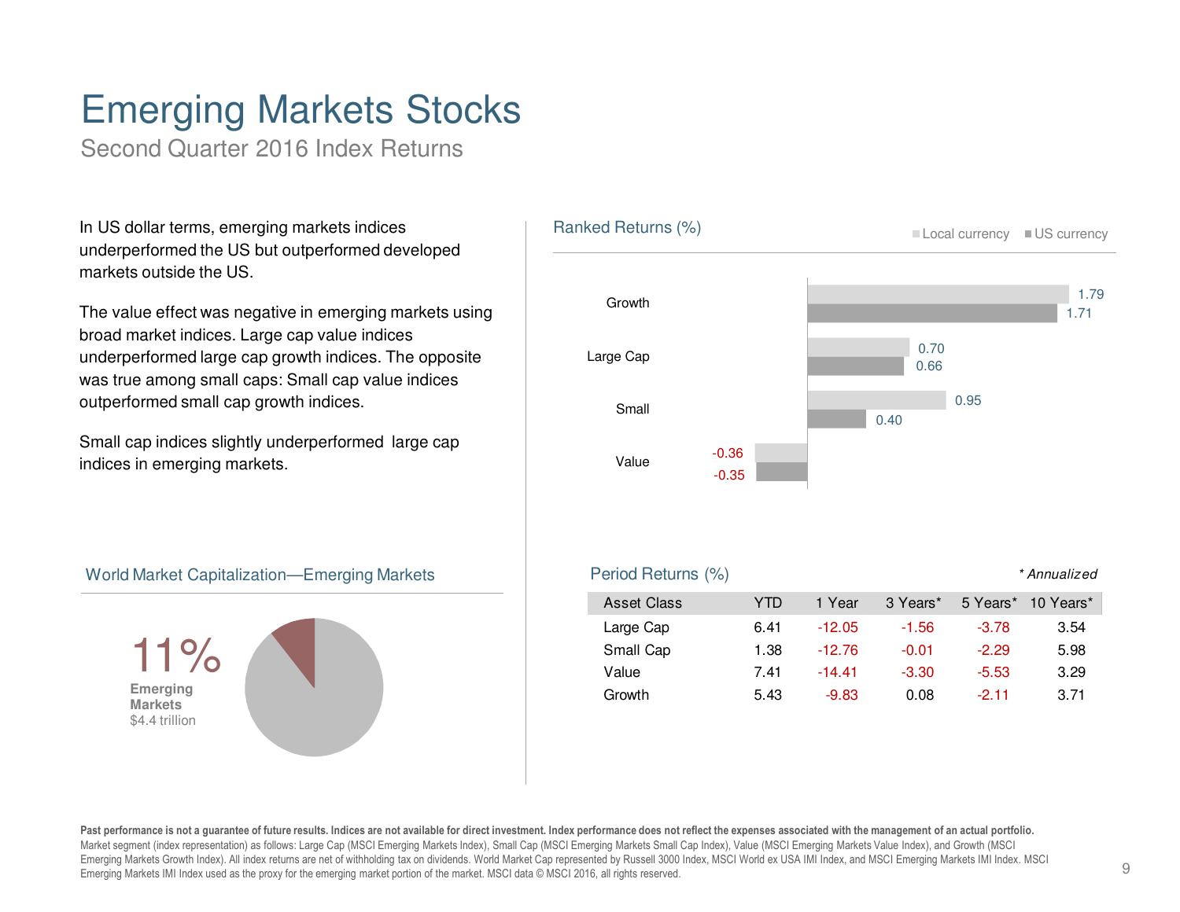# Emerging Markets Stocks

## Second Quarter 2016 Index Returns

In US dollar terms, emerging markets indices underperformed the US but outperformed developed markets outside the US.

The value effect was negative in emerging markets using broad market indices. Large cap value indices underperformed large cap growth indices. The opposite was true among small caps: Small cap value indices outperformed small cap growth indices.

Small cap indices slightly underperformed large cap indices in emerging markets.

### Ranked Returns (%)

| | Local currency | US currency |
|---|---|---|
| Growth | 1.79 | 1.71 |
| Large Cap | 0.70 | 0.66 |
| Small | 0.95 | 0.40 |
| Value | -0.36 | -0.35 |

### World Market Capitalization—Emerging Markets

11%
**Emerging Markets**
$4.4 trillion

### Period Returns (%)

*\* Annualized*

| Asset Class | YTD | 1 Year | 3 Years* | 5 Years* | 10 Years* |
|---|---|---|---|---|---|
| Large Cap | 6.41 | -12.05 | -1.56 | -3.78 | 3.54 |
| Small Cap | 1.38 | -12.76 | -0.01 | -2.29 | 5.98 |
| Value | 7.41 | -14.41 | -3.30 | -5.53 | 3.29 |
| Growth | 5.43 | -9.83 | 0.08 | -2.11 | 3.71 |

**Past performance is not a guarantee of future results. Indices are not available for direct investment. Index performance does not reflect the expenses associated with the management of an actual portfolio.**
Market segment (index representation) as follows: Large Cap (MSCI Emerging Markets Index), Small Cap (MSCI Emerging Markets Small Cap Index), Value (MSCI Emerging Markets Value Index), and Growth (MSCI Emerging Markets Growth Index). All index returns are net of withholding tax on dividends. World Market Cap represented by Russell 3000 Index, MSCI World ex USA IMI Index, and MSCI Emerging Markets IMI Index. MSCI Emerging Markets IMI Index used as the proxy for the emerging market portion of the market. MSCI data © MSCI 2016, all rights reserved.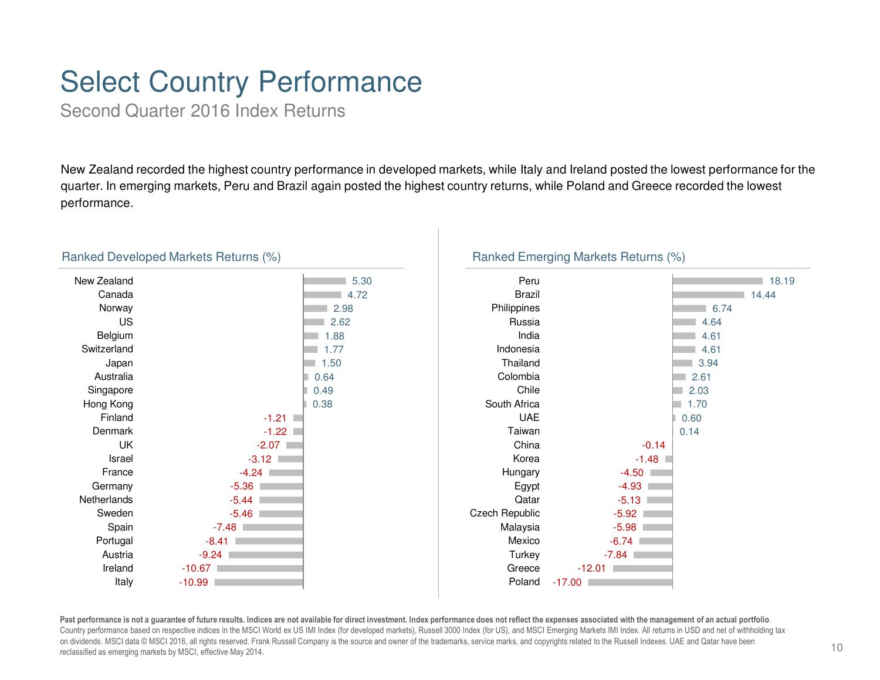# Select Country Performance

## Second Quarter 2016 Index Returns

New Zealand recorded the highest country performance in developed markets, while Italy and Ireland posted the lowest performance for the quarter. In emerging markets, Peru and Brazil again posted the highest country returns, while Poland and Greece recorded the lowest performance.

### Ranked Developed Markets Returns (%)

| Country | Return (%) |
|---|---|
| New Zealand | 5.30 |
| Canada | 4.72 |
| Norway | 2.98 |
| US | 2.62 |
| Belgium | 1.88 |
| Switzerland | 1.77 |
| Japan | 1.50 |
| Australia | 0.64 |
| Singapore | 0.49 |
| Hong Kong | 0.38 |
| Finland | -1.21 |
| Denmark | -1.22 |
| UK | -2.07 |
| Israel | -3.12 |
| France | -4.24 |
| Germany | -5.36 |
| Netherlands | -5.44 |
| Sweden | -5.46 |
| Spain | -7.48 |
| Portugal | -8.41 |
| Austria | -9.24 |
| Ireland | -10.67 |
| Italy | -10.99 |

### Ranked Emerging Markets Returns (%)

| Country | Return (%) |
|---|---|
| Peru | 18.19 |
| Brazil | 14.44 |
| Philippines | 6.74 |
| Russia | 4.64 |
| India | 4.61 |
| Indonesia | 4.61 |
| Thailand | 3.94 |
| Colombia | 2.61 |
| Chile | 2.03 |
| South Africa | 1.70 |
| UAE | 0.60 |
| Taiwan | 0.14 |
| China | -0.14 |
| Korea | -1.48 |
| Hungary | -4.50 |
| Egypt | -4.93 |
| Qatar | -5.13 |
| Czech Republic | -5.92 |
| Malaysia | -5.98 |
| Mexico | -6.74 |
| Turkey | -7.84 |
| Greece | -12.01 |
| Poland | -17.00 |

**Past performance is not a guarantee of future results. Indices are not available for direct investment. Index performance does not reflect the expenses associated with the management of an actual portfolio.** Country performance based on respective indices in the MSCI World ex US IMI Index (for developed markets), Russell 3000 Index (for US), and MSCI Emerging Markets IMI Index. All returns in USD and net of withholding tax on dividends. MSCI data © MSCI 2016, all rights reserved. Frank Russell Company is the source and owner of the trademarks, service marks, and copyrights related to the Russell Indexes. UAE and Qatar have been reclassified as emerging markets by MSCI, effective May 2014.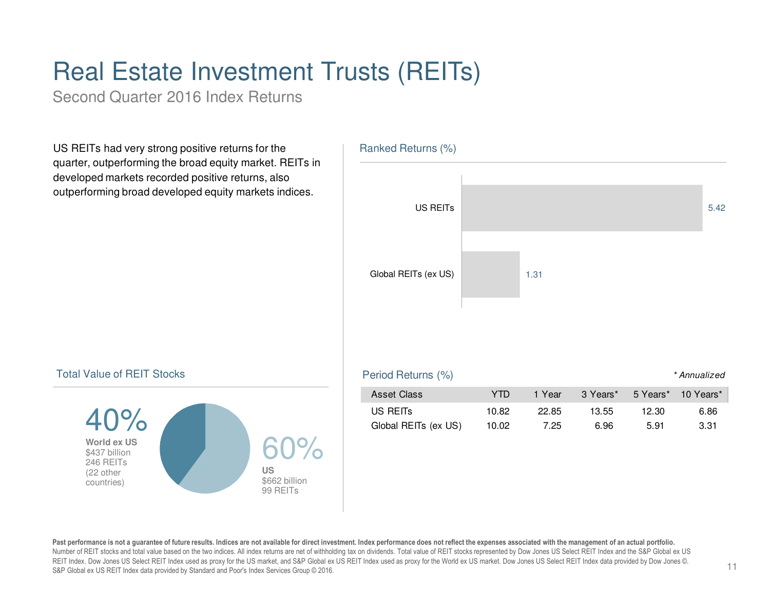# Real Estate Investment Trusts (REITs)

## Second Quarter 2016 Index Returns

US REITs had very strong positive returns for the quarter, outperforming the broad equity market. REITs in developed markets recorded positive returns, also outperforming broad developed equity markets indices.

### Ranked Returns (%)

| Asset Class | Return |
|---|---|
| US REITs | 5.42 |
| Global REITs (ex US) | 1.31 |

### Total Value of REIT Stocks

**40%**
**World ex US**
$437 billion
246 REITs
(22 other countries)

**60%**
**US**
$662 billion
99 REITs

### Period Returns (%)

*\* Annualized*

| Asset Class | YTD | 1 Year | 3 Years* | 5 Years* | 10 Years* |
|---|---|---|---|---|---|
| US REITs | 10.82 | 22.85 | 13.55 | 12.30 | 6.86 |
| Global REITs (ex US) | 10.02 | 7.25 | 6.96 | 5.91 | 3.31 |

**Past performance is not a guarantee of future results. Indices are not available for direct investment. Index performance does not reflect the expenses associated with the management of an actual portfolio.**
Number of REIT stocks and total value based on the two indices. All index returns are net of withholding tax on dividends. Total value of REIT stocks represented by Dow Jones US Select REIT Index and the S&P Global ex US REIT Index. Dow Jones US Select REIT Index used as proxy for the US market, and S&P Global ex US REIT Index used as proxy for the World ex US market. Dow Jones US Select REIT Index data provided by Dow Jones ©. S&P Global ex US REIT Index data provided by Standard and Poor's Index Services Group © 2016.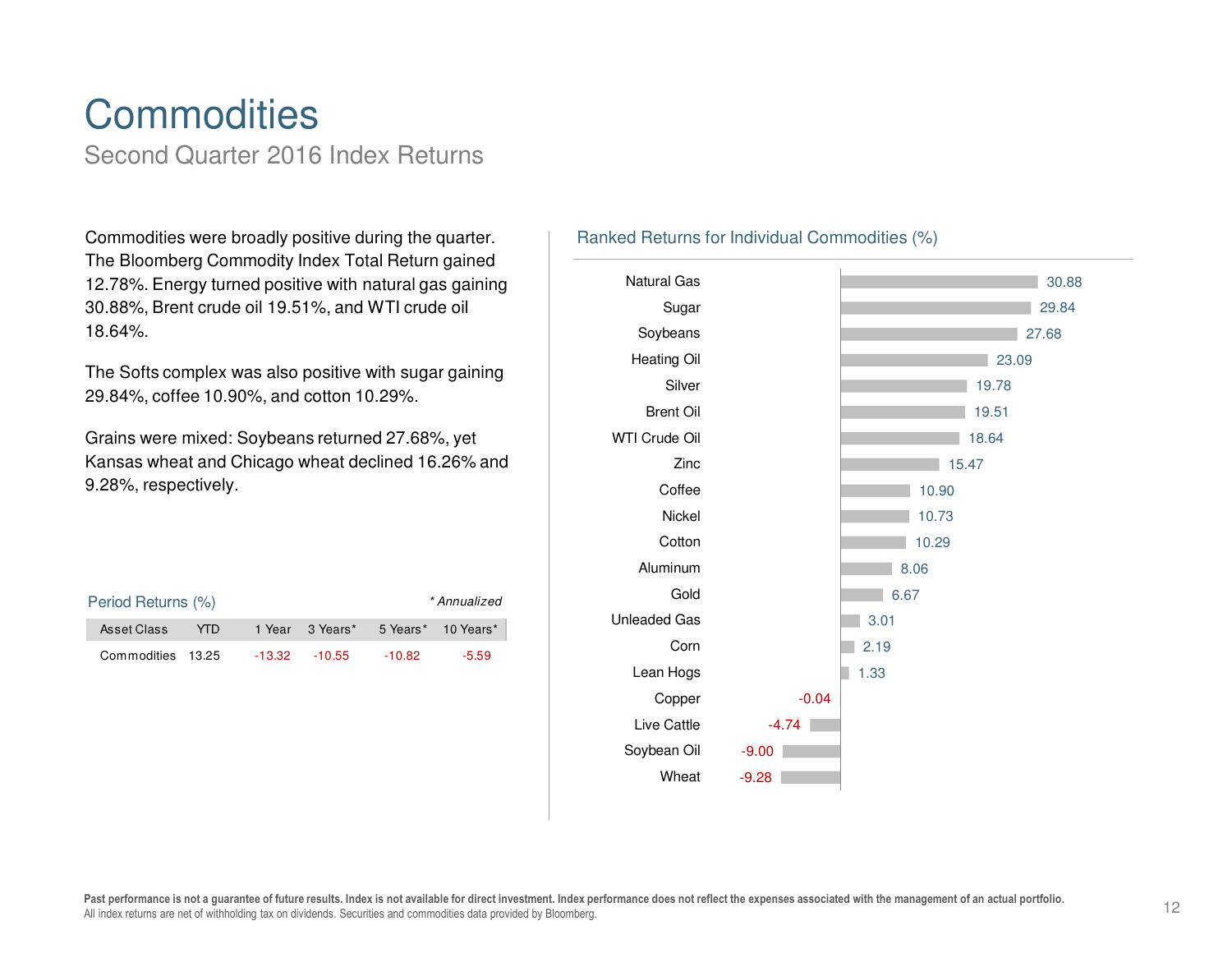# Commodities

## Second Quarter 2016 Index Returns

Commodities were broadly positive during the quarter. The Bloomberg Commodity Index Total Return gained 12.78%. Energy turned positive with natural gas gaining 30.88%, Brent crude oil 19.51%, and WTI crude oil 18.64%.

The Softs complex was also positive with sugar gaining 29.84%, coffee 10.90%, and cotton 10.29%.

Grains were mixed: Soybeans returned 27.68%, yet Kansas wheat and Chicago wheat declined 16.26% and 9.28%, respectively.

### Period Returns (%)

*\* Annualized*

| Asset Class | YTD | 1 Year | 3 Years* | 5 Years* | 10 Years* |
|---|---|---|---|---|---|
| Commodities | 13.25 | -13.32 | -10.55 | -10.82 | -5.59 |

### Ranked Returns for Individual Commodities (%)

| Commodity | Return |
|---|---|
| Natural Gas | 30.88 |
| Sugar | 29.84 |
| Soybeans | 27.68 |
| Heating Oil | 23.09 |
| Silver | 19.78 |
| Brent Oil | 19.51 |
| WTI Crude Oil | 18.64 |
| Zinc | 15.47 |
| Coffee | 10.90 |
| Nickel | 10.73 |
| Cotton | 10.29 |
| Aluminum | 8.06 |
| Gold | 6.67 |
| Unleaded Gas | 3.01 |
| Corn | 2.19 |
| Lean Hogs | 1.33 |
| Copper | -0.04 |
| Live Cattle | -4.74 |
| Soybean Oil | -9.00 |
| Wheat | -9.28 |

**Past performance is not a guarantee of future results. Index is not available for direct investment. Index performance does not reflect the expenses associated with the management of an actual portfolio.**
All index returns are net of withholding tax on dividends. Securities and commodities data provided by Bloomberg.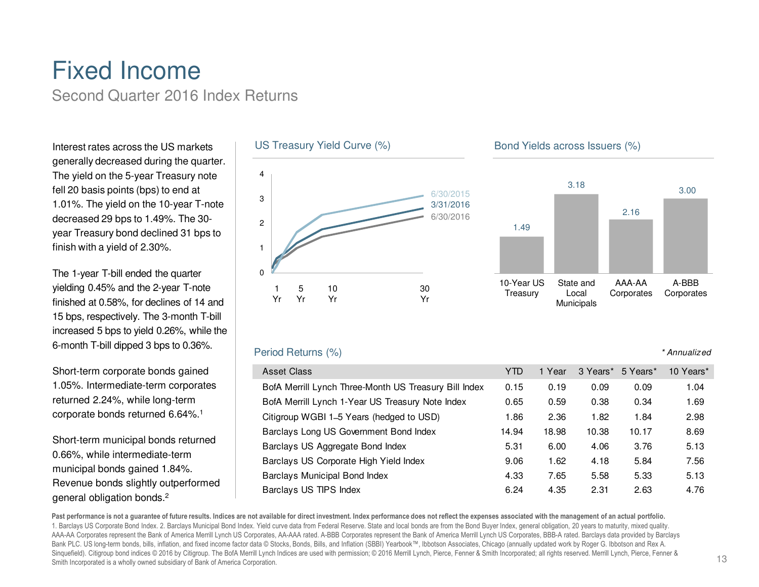# Fixed Income

## Second Quarter 2016 Index Returns

Interest rates across the US markets generally decreased during the quarter. The yield on the 5-year Treasury note fell 20 basis points (bps) to end at 1.01%. The yield on the 10-year T-note decreased 29 bps to 1.49%. The 30-year Treasury bond declined 31 bps to finish with a yield of 2.30%.

The 1-year T-bill ended the quarter yielding 0.45% and the 2-year T-note finished at 0.58%, for declines of 14 and 15 bps, respectively. The 3-month T-bill increased 5 bps to yield 0.26%, while the 6-month T-bill dipped 3 bps to 0.36%.

Short-term corporate bonds gained 1.05%. Intermediate-term corporates returned 2.24%, while long-term corporate bonds returned 6.64%.[1]

Short-term municipal bonds returned 0.66%, while intermediate-term municipal bonds gained 1.84%. Revenue bonds slightly outperformed general obligation bonds.[2]

### US Treasury Yield Curve (%)

Lines: 6/30/2015, 3/31/2016, 6/30/2016. X-axis: 1 Yr, 5 Yr, 10 Yr, 30 Yr. Y-axis: 0–4.

### Bond Yields across Issuers (%)

| 10-Year US Treasury | State and Local Municipals | AAA-AA Corporates | A-BBB Corporates |
|---|---|---|---|
| 1.49 | 3.18 | 2.16 | 3.00 |

### Period Returns (%)

*\* Annualized*

| Asset Class | YTD | 1 Year | 3 Years* | 5 Years* | 10 Years* |
|---|---|---|---|---|---|
| BofA Merrill Lynch Three-Month US Treasury Bill Index | 0.15 | 0.19 | 0.09 | 0.09 | 1.04 |
| BofA Merrill Lynch 1-Year US Treasury Note Index | 0.65 | 0.59 | 0.38 | 0.34 | 1.69 |
| Citigroup WGBI 1–5 Years (hedged to USD) | 1.86 | 2.36 | 1.82 | 1.84 | 2.98 |
| Barclays Long US Government Bond Index | 14.94 | 18.98 | 10.38 | 10.17 | 8.69 |
| Barclays US Aggregate Bond Index | 5.31 | 6.00 | 4.06 | 3.76 | 5.13 |
| Barclays US Corporate High Yield Index | 9.06 | 1.62 | 4.18 | 5.84 | 7.56 |
| Barclays Municipal Bond Index | 4.33 | 7.65 | 5.58 | 5.33 | 5.13 |
| Barclays US TIPS Index | 6.24 | 4.35 | 2.31 | 2.63 | 4.76 |

**Past performance is not a guarantee of future results. Indices are not available for direct investment. Index performance does not reflect the expenses associated with the management of an actual portfolio.**

1. Barclays US Corporate Bond Index. 2. Barclays Municipal Bond Index. Yield curve data from Federal Reserve. State and local bonds are from the Bond Buyer Index, general obligation, 20 years to maturity, mixed quality. AAA-AA Corporates represent the Bank of America Merrill Lynch US Corporates, AA-AAA rated. A-BBB Corporates represent the Bank of America Merrill Lynch US Corporates, BBB-A rated. Barclays data provided by Barclays Bank PLC. US long-term bonds, bills, inflation, and fixed income factor data © Stocks, Bonds, Bills, and Inflation (SBBI) Yearbook™, Ibbotson Associates, Chicago (annually updated work by Roger G. Ibbotson and Rex A. Sinquefield). Citigroup bond indices © 2016 by Citigroup. The BofA Merrill Lynch Indices are used with permission; © 2016 Merrill Lynch, Pierce, Fenner & Smith Incorporated; all rights reserved. Merrill Lynch, Pierce, Fenner & Smith Incorporated is a wholly owned subsidiary of Bank of America Corporation.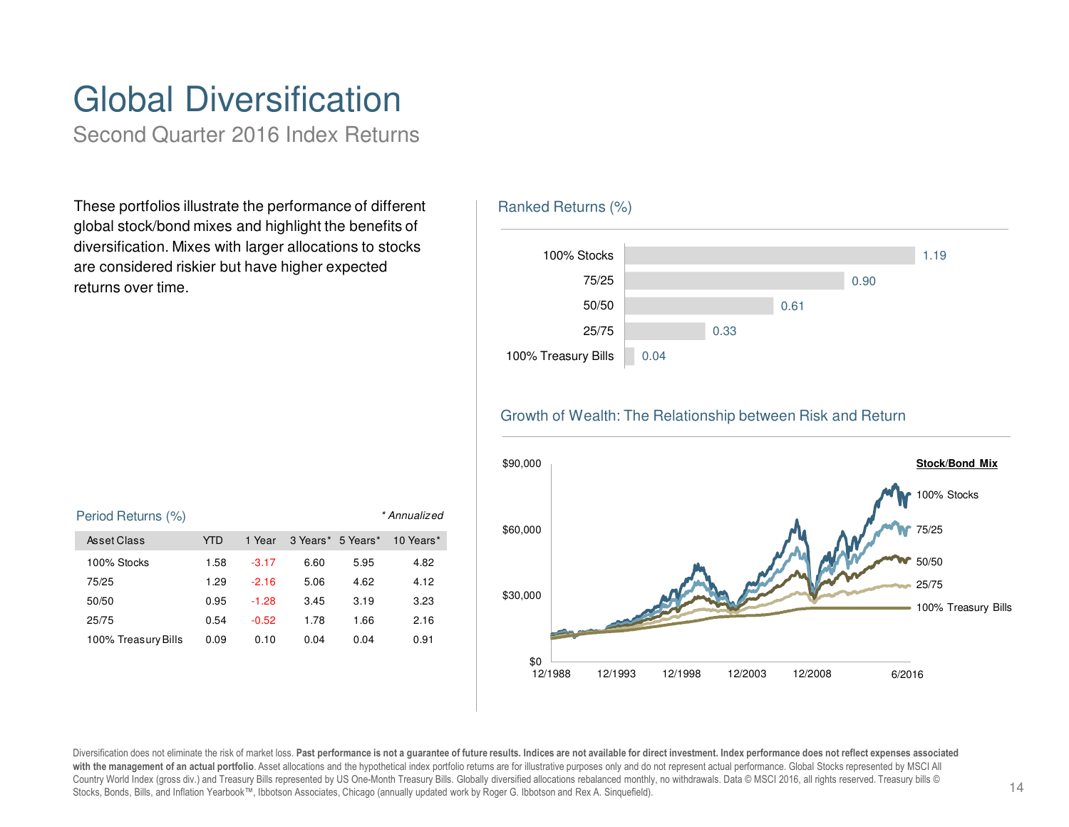# Global Diversification

## Second Quarter 2016 Index Returns

These portfolios illustrate the performance of different global stock/bond mixes and highlight the benefits of diversification. Mixes with larger allocations to stocks are considered riskier but have higher expected returns over time.

### Ranked Returns (%)

| Asset Class | Return |
|---|---|
| 100% Stocks | 1.19 |
| 75/25 | 0.90 |
| 50/50 | 0.61 |
| 25/75 | 0.33 |
| 100% Treasury Bills | 0.04 |

### Growth of Wealth: The Relationship between Risk and Return

Stock/Bond Mix: 100% Stocks, 75/25, 50/50, 25/75, 100% Treasury Bills

$90,000 · $60,000 · $30,000 · $0

12/1988 · 12/1993 · 12/1998 · 12/2003 · 12/2008 · 6/2016

### Period Returns (%)

*\* Annualized*

| Asset Class | YTD | 1 Year | 3 Years* | 5 Years* | 10 Years* |
|---|---|---|---|---|---|
| 100% Stocks | 1.58 | -3.17 | 6.60 | 5.95 | 4.82 |
| 75/25 | 1.29 | -2.16 | 5.06 | 4.62 | 4.12 |
| 50/50 | 0.95 | -1.28 | 3.45 | 3.19 | 3.23 |
| 25/75 | 0.54 | -0.52 | 1.78 | 1.66 | 2.16 |
| 100% Treasury Bills | 0.09 | 0.10 | 0.04 | 0.04 | 0.91 |

Diversification does not eliminate the risk of market loss. **Past performance is not a guarantee of future results. Indices are not available for direct investment. Index performance does not reflect expenses associated with the management of an actual portfolio**. Asset allocations and the hypothetical index portfolio returns are for illustrative purposes only and do not represent actual performance. Global Stocks represented by MSCI All Country World Index (gross div.) and Treasury Bills represented by US One-Month Treasury Bills. Globally diversified allocations rebalanced monthly, no withdrawals. Data © MSCI 2016, all rights reserved. Treasury bills © Stocks, Bonds, Bills, and Inflation Yearbook™, Ibbotson Associates, Chicago (annually updated work by Roger G. Ibbotson and Rex A. Sinquefield).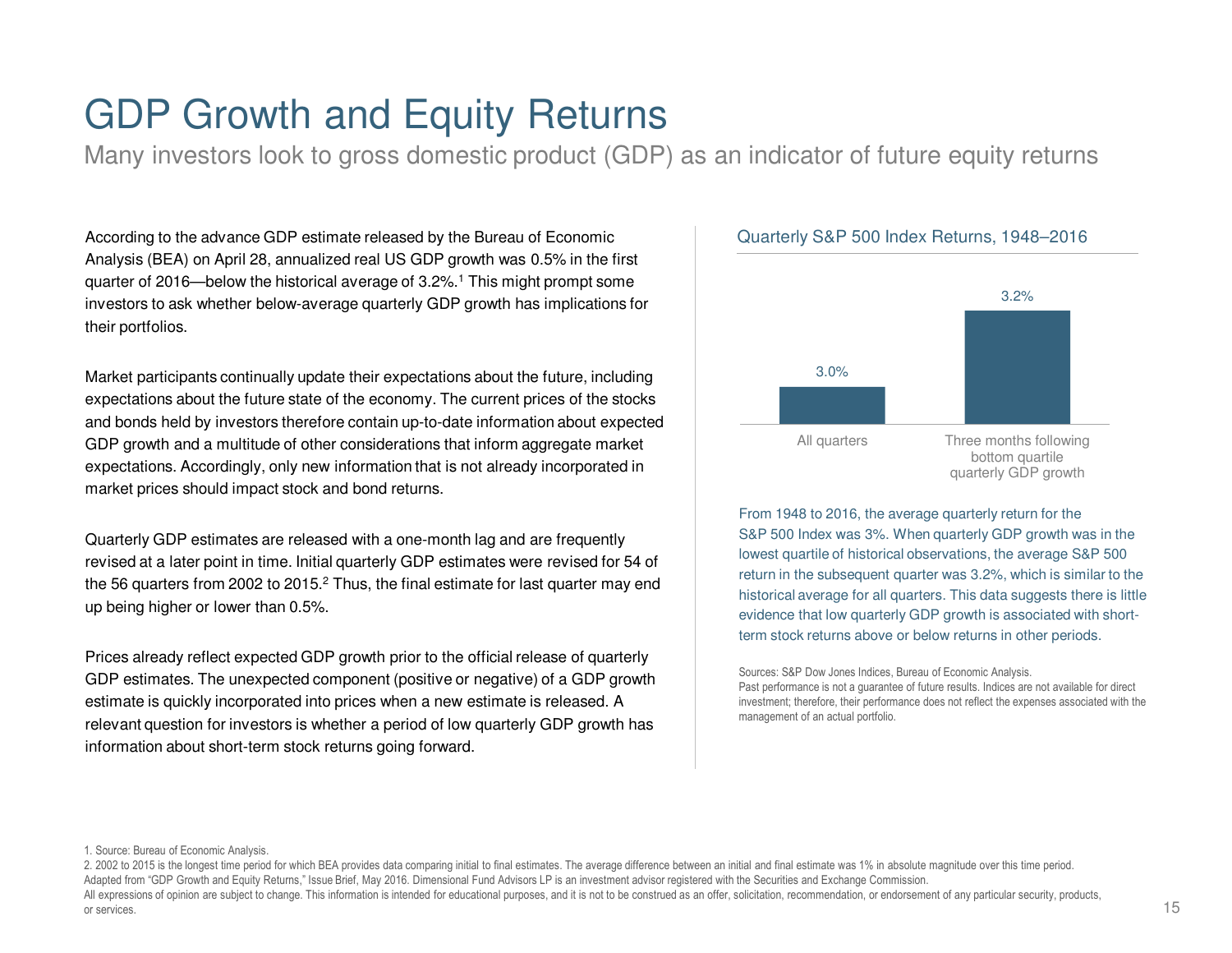# GDP Growth and Equity Returns

## Many investors look to gross domestic product (GDP) as an indicator of future equity returns

According to the advance GDP estimate released by the Bureau of Economic Analysis (BEA) on April 28, annualized real US GDP growth was 0.5% in the first quarter of 2016—below the historical average of 3.2%.[1] This might prompt some investors to ask whether below-average quarterly GDP growth has implications for their portfolios.

Market participants continually update their expectations about the future, including expectations about the future state of the economy. The current prices of the stocks and bonds held by investors therefore contain up-to-date information about expected GDP growth and a multitude of other considerations that inform aggregate market expectations. Accordingly, only new information that is not already incorporated in market prices should impact stock and bond returns.

Quarterly GDP estimates are released with a one-month lag and are frequently revised at a later point in time. Initial quarterly GDP estimates were revised for 54 of the 56 quarters from 2002 to 2015.[2] Thus, the final estimate for last quarter may end up being higher or lower than 0.5%.

Prices already reflect expected GDP growth prior to the official release of quarterly GDP estimates. The unexpected component (positive or negative) of a GDP growth estimate is quickly incorporated into prices when a new estimate is released. A relevant question for investors is whether a period of low quarterly GDP growth has information about short-term stock returns going forward.

### Quarterly S&P 500 Index Returns, 1948–2016

3.0%
3.2%
All quarters
Three months following bottom quartile quarterly GDP growth

From 1948 to 2016, the average quarterly return for the S&P 500 Index was 3%. When quarterly GDP growth was in the lowest quartile of historical observations, the average S&P 500 return in the subsequent quarter was 3.2%, which is similar to the historical average for all quarters. This data suggests there is little evidence that low quarterly GDP growth is associated with short-term stock returns above or below returns in other periods.

Sources: S&P Dow Jones Indices, Bureau of Economic Analysis.
Past performance is not a guarantee of future results. Indices are not available for direct investment; therefore, their performance does not reflect the expenses associated with the management of an actual portfolio.

1. Source: Bureau of Economic Analysis.
2. 2002 to 2015 is the longest time period for which BEA provides data comparing initial to final estimates. The average difference between an initial and final estimate was 1% in absolute magnitude over this time period.
Adapted from "GDP Growth and Equity Returns," Issue Brief, May 2016. Dimensional Fund Advisors LP is an investment advisor registered with the Securities and Exchange Commission.
All expressions of opinion are subject to change. This information is intended for educational purposes, and it is not to be construed as an offer, solicitation, recommendation, or endorsement of any particular security, products, or services.